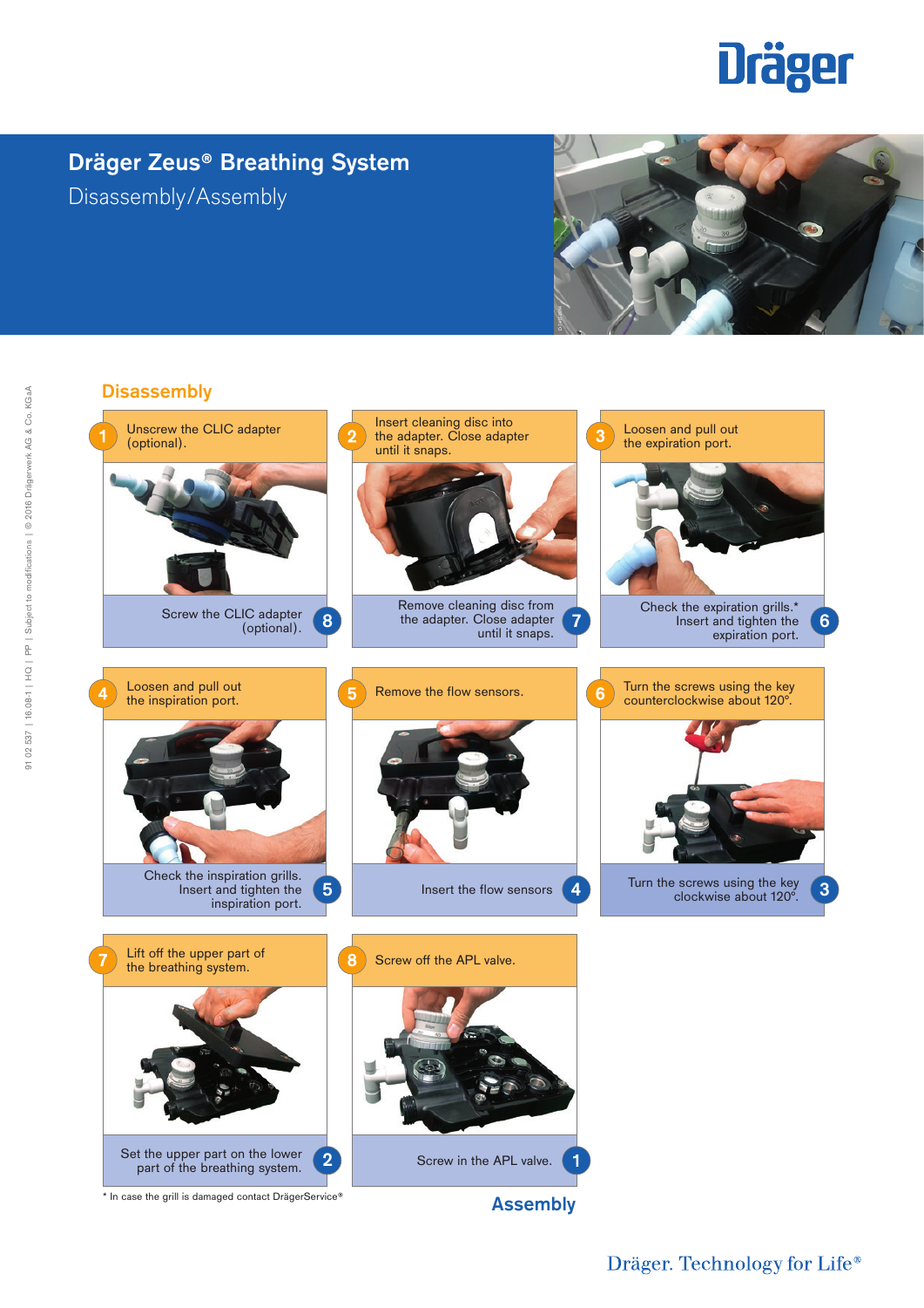Dräger

# Dräger Zeus® Breathing System

Disassembly/Assembly

## Disassembly

**1** Unscrew the CLIC adapter (optional).

Screw the CLIC adapter (optional). **8**

**2** Insert cleaning disc into the adapter. Close adapter until it snaps.

Remove cleaning disc from the adapter. Close adapter until it snaps. **7**

**3** Loosen and pull out the expiration port.

Check the expiration grills.* Insert and tighten the expiration port. **6**

**4** Loosen and pull out the inspiration port.

Check the inspiration grills. Insert and tighten the inspiration port. **5**

**5** Remove the flow sensors.

Insert the flow sensors **4**

**6** Turn the screws using the key counterclockwise about 120°.

Turn the screws using the key clockwise about 120°. **3**

**7** Lift off the upper part of the breathing system.

Set the upper part on the lower part of the breathing system. **2**

**8** Screw off the APL valve.

Screw in the APL valve. **1**

\* In case the grill is damaged contact DrägerService®

## Assembly

91 02 537 | 16.08-1 | HQ | PP | Subject to modifications | © 2016 Drägerwerk AG & Co. KGaA

Dräger. Technology for Life®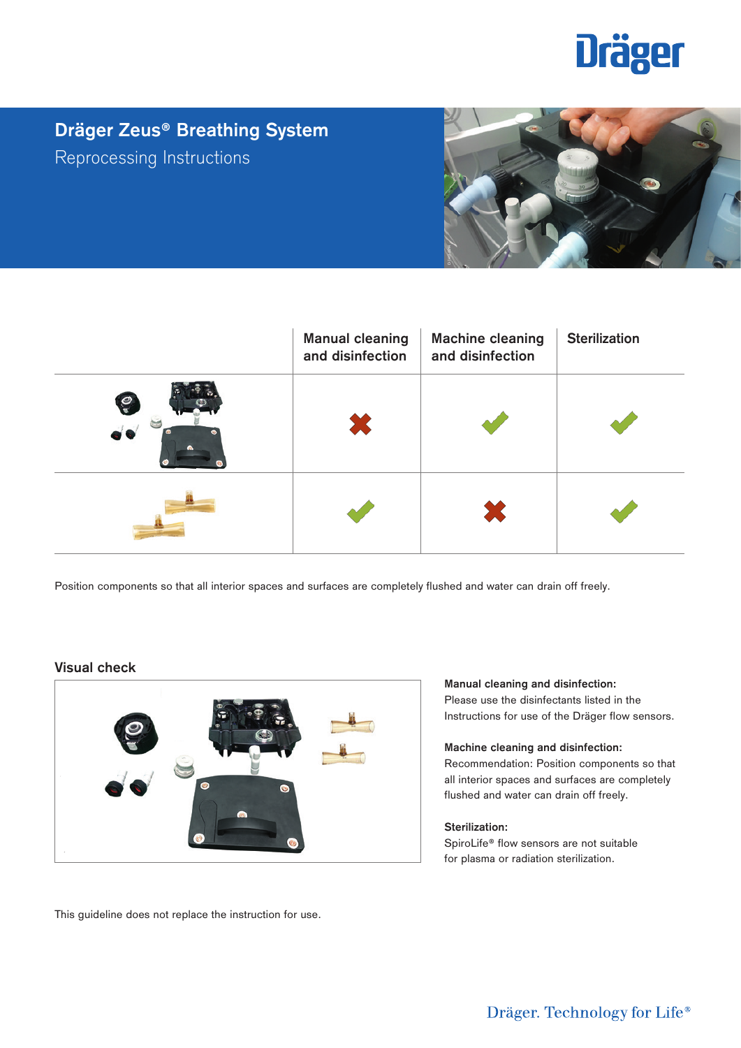# Dräger Zeus® Breathing System

Reprocessing Instructions

| | Manual cleaning and disinfection | Machine cleaning and disinfection | Sterilization |
|---|---|---|---|
| | ✗ | ✓ | ✓ |
| | ✓ | ✗ | ✓ |

Position components so that all interior spaces and surfaces are completely flushed and water can drain off freely.

## Visual check

**Manual cleaning and disinfection:**
Please use the disinfectants listed in the Instructions for use of the Dräger flow sensors.

**Machine cleaning and disinfection:**
Recommendation: Position components so that all interior spaces and surfaces are completely flushed and water can drain off freely.

**Sterilization:**
SpiroLife® flow sensors are not suitable for plasma or radiation sterilization.

This guideline does not replace the instruction for use.

Dräger. Technology for Life®